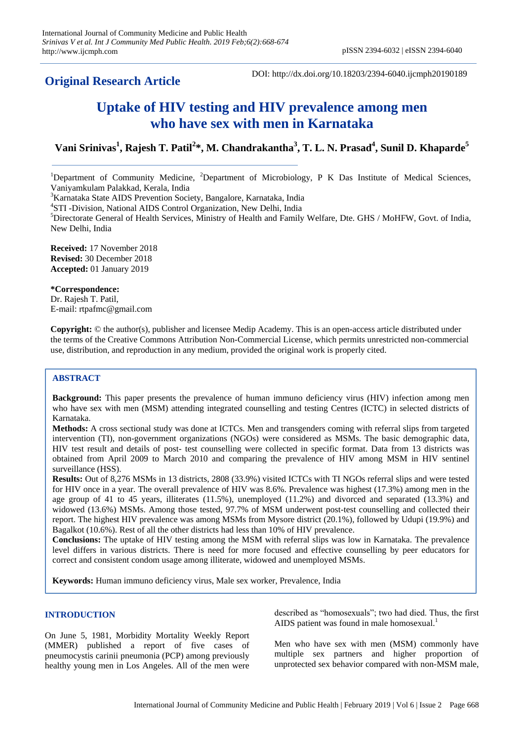**Original Research Article**

DOI: http://dx.doi.org/10.18203/2394-6040.ijcmph20190189

# Uptake of HIV testing and HIV prevalence among men who have sex with men in Karnataka

**Vani Srinivas[1], Rajesh T. Patil[2]\*, M. Chandrakantha[3], T. L. N. Prasad[4], Sunil D. Khaparde[5]**

[1]Department of Community Medicine, [2]Department of Microbiology, P K Das Institute of Medical Sciences, Vaniyamkulam Palakkad, Kerala, India
[3]Karnataka State AIDS Prevention Society, Bangalore, Karnataka, India
[4]STI -Division, National AIDS Control Organization, New Delhi, India
[5]Directorate General of Health Services, Ministry of Health and Family Welfare, Dte. GHS / MoHFW, Govt. of India, New Delhi, India

**Received:** 17 November 2018
**Revised:** 30 December 2018
**Accepted:** 01 January 2019

**\*Correspondence:**
Dr. Rajesh T. Patil,
E-mail: rtpafmc@gmail.com

**Copyright:** © the author(s), publisher and licensee Medip Academy. This is an open-access article distributed under the terms of the Creative Commons Attribution Non-Commercial License, which permits unrestricted non-commercial use, distribution, and reproduction in any medium, provided the original work is properly cited.

## ABSTRACT

**Background:** This paper presents the prevalence of human immuno deficiency virus (HIV) infection among men who have sex with men (MSM) attending integrated counselling and testing Centres (ICTC) in selected districts of Karnataka.

**Methods:** A cross sectional study was done at ICTCs. Men and transgenders coming with referral slips from targeted intervention (TI), non-government organizations (NGOs) were considered as MSMs. The basic demographic data, HIV test result and details of post- test counselling were collected in specific format. Data from 13 districts was obtained from April 2009 to March 2010 and comparing the prevalence of HIV among MSM in HIV sentinel surveillance (HSS).

**Results:** Out of 8,276 MSMs in 13 districts, 2808 (33.9%) visited ICTCs with TI NGOs referral slips and were tested for HIV once in a year. The overall prevalence of HIV was 8.6%. Prevalence was highest (17.3%) among men in the age group of 41 to 45 years, illiterates (11.5%), unemployed (11.2%) and divorced and separated (13.3%) and widowed (13.6%) MSMs. Among those tested, 97.7% of MSM underwent post-test counselling and collected their report. The highest HIV prevalence was among MSMs from Mysore district (20.1%), followed by Udupi (19.9%) and Bagalkot (10.6%). Rest of all the other districts had less than 10% of HIV prevalence.

**Conclusions:** The uptake of HIV testing among the MSM with referral slips was low in Karnataka. The prevalence level differs in various districts. There is need for more focused and effective counselling by peer educators for correct and consistent condom usage among illiterate, widowed and unemployed MSMs.

**Keywords:** Human immuno deficiency virus, Male sex worker, Prevalence, India

## INTRODUCTION

On June 5, 1981, Morbidity Mortality Weekly Report (MMER) published a report of five cases of pneumocystis carinii pneumonia (PCP) among previously healthy young men in Los Angeles. All of the men were described as "homosexuals"; two had died. Thus, the first AIDS patient was found in male homosexual.[1]

Men who have sex with men (MSM) commonly have multiple sex partners and higher proportion of unprotected sex behavior compared with non-MSM male,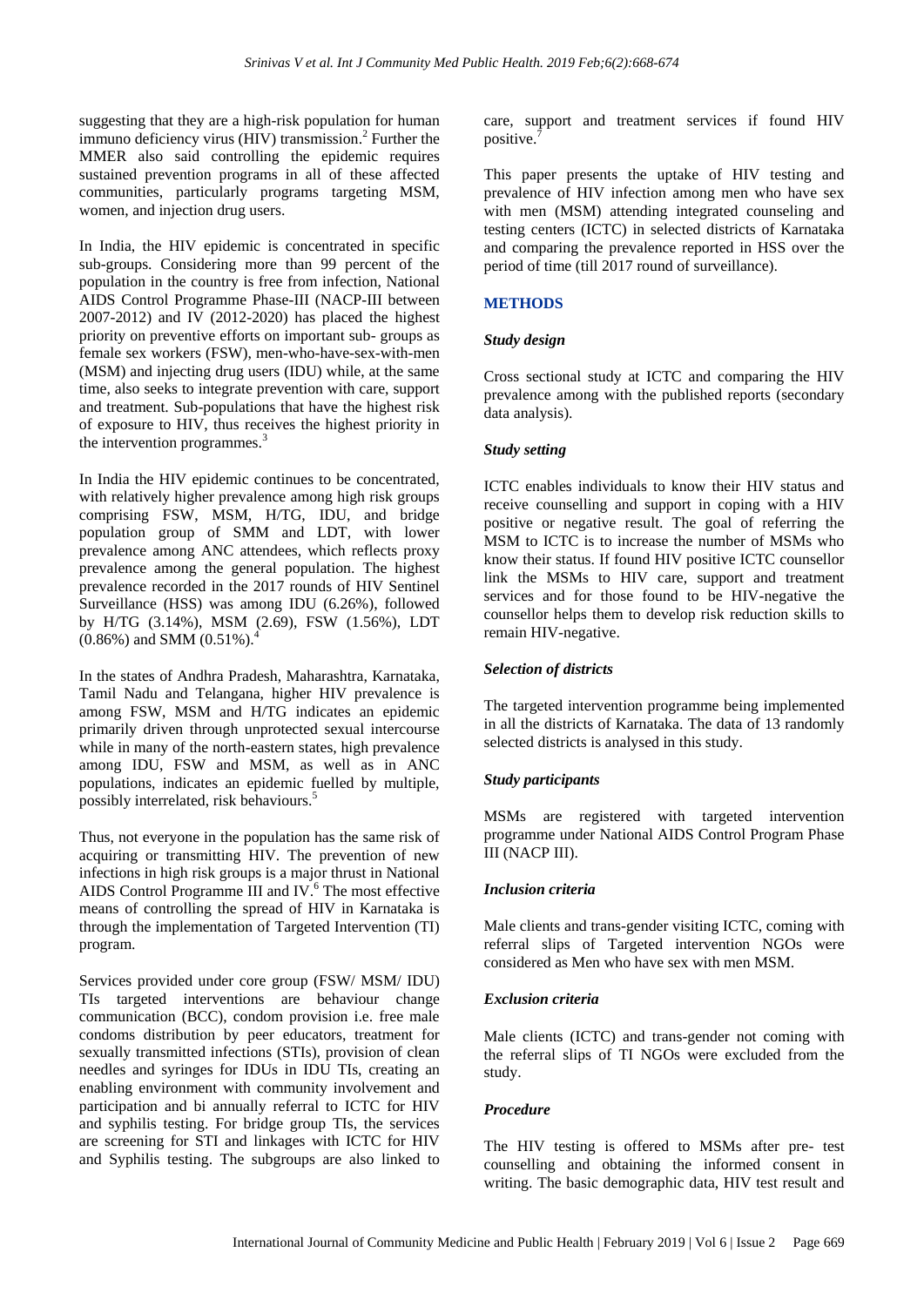suggesting that they are a high-risk population for human immuno deficiency virus (HIV) transmission.[2] Further the MMER also said controlling the epidemic requires sustained prevention programs in all of these affected communities, particularly programs targeting MSM, women, and injection drug users.

In India, the HIV epidemic is concentrated in specific sub-groups. Considering more than 99 percent of the population in the country is free from infection, National AIDS Control Programme Phase-III (NACP-III between 2007-2012) and IV (2012-2020) has placed the highest priority on preventive efforts on important sub- groups as female sex workers (FSW), men-who-have-sex-with-men (MSM) and injecting drug users (IDU) while, at the same time, also seeks to integrate prevention with care, support and treatment. Sub-populations that have the highest risk of exposure to HIV, thus receives the highest priority in the intervention programmes.[3]

In India the HIV epidemic continues to be concentrated, with relatively higher prevalence among high risk groups comprising FSW, MSM, H/TG, IDU, and bridge population group of SMM and LDT, with lower prevalence among ANC attendees, which reflects proxy prevalence among the general population. The highest prevalence recorded in the 2017 rounds of HIV Sentinel Surveillance (HSS) was among IDU (6.26%), followed by H/TG (3.14%), MSM (2.69), FSW (1.56%), LDT (0.86%) and SMM (0.51%).[4]

In the states of Andhra Pradesh, Maharashtra, Karnataka, Tamil Nadu and Telangana, higher HIV prevalence is among FSW, MSM and H/TG indicates an epidemic primarily driven through unprotected sexual intercourse while in many of the north-eastern states, high prevalence among IDU, FSW and MSM, as well as in ANC populations, indicates an epidemic fuelled by multiple, possibly interrelated, risk behaviours.[5]

Thus, not everyone in the population has the same risk of acquiring or transmitting HIV. The prevention of new infections in high risk groups is a major thrust in National AIDS Control Programme III and IV.[6] The most effective means of controlling the spread of HIV in Karnataka is through the implementation of Targeted Intervention (TI) program.

Services provided under core group (FSW/ MSM/ IDU) TIs targeted interventions are behaviour change communication (BCC), condom provision i.e. free male condoms distribution by peer educators, treatment for sexually transmitted infections (STIs), provision of clean needles and syringes for IDUs in IDU TIs, creating an enabling environment with community involvement and participation and bi annually referral to ICTC for HIV and syphilis testing. For bridge group TIs, the services are screening for STI and linkages with ICTC for HIV and Syphilis testing. The subgroups are also linked to care, support and treatment services if found HIV positive.[7]

This paper presents the uptake of HIV testing and prevalence of HIV infection among men who have sex with men (MSM) attending integrated counseling and testing centers (ICTC) in selected districts of Karnataka and comparing the prevalence reported in HSS over the period of time (till 2017 round of surveillance).

## METHODS

### *Study design*

Cross sectional study at ICTC and comparing the HIV prevalence among with the published reports (secondary data analysis).

### *Study setting*

ICTC enables individuals to know their HIV status and receive counselling and support in coping with a HIV positive or negative result. The goal of referring the MSM to ICTC is to increase the number of MSMs who know their status. If found HIV positive ICTC counsellor link the MSMs to HIV care, support and treatment services and for those found to be HIV-negative the counsellor helps them to develop risk reduction skills to remain HIV-negative.

### *Selection of districts*

The targeted intervention programme being implemented in all the districts of Karnataka. The data of 13 randomly selected districts is analysed in this study.

### *Study participants*

MSMs are registered with targeted intervention programme under National AIDS Control Program Phase III (NACP III).

### *Inclusion criteria*

Male clients and trans-gender visiting ICTC, coming with referral slips of Targeted intervention NGOs were considered as Men who have sex with men MSM.

### *Exclusion criteria*

Male clients (ICTC) and trans-gender not coming with the referral slips of TI NGOs were excluded from the study.

### *Procedure*

The HIV testing is offered to MSMs after pre- test counselling and obtaining the informed consent in writing. The basic demographic data, HIV test result and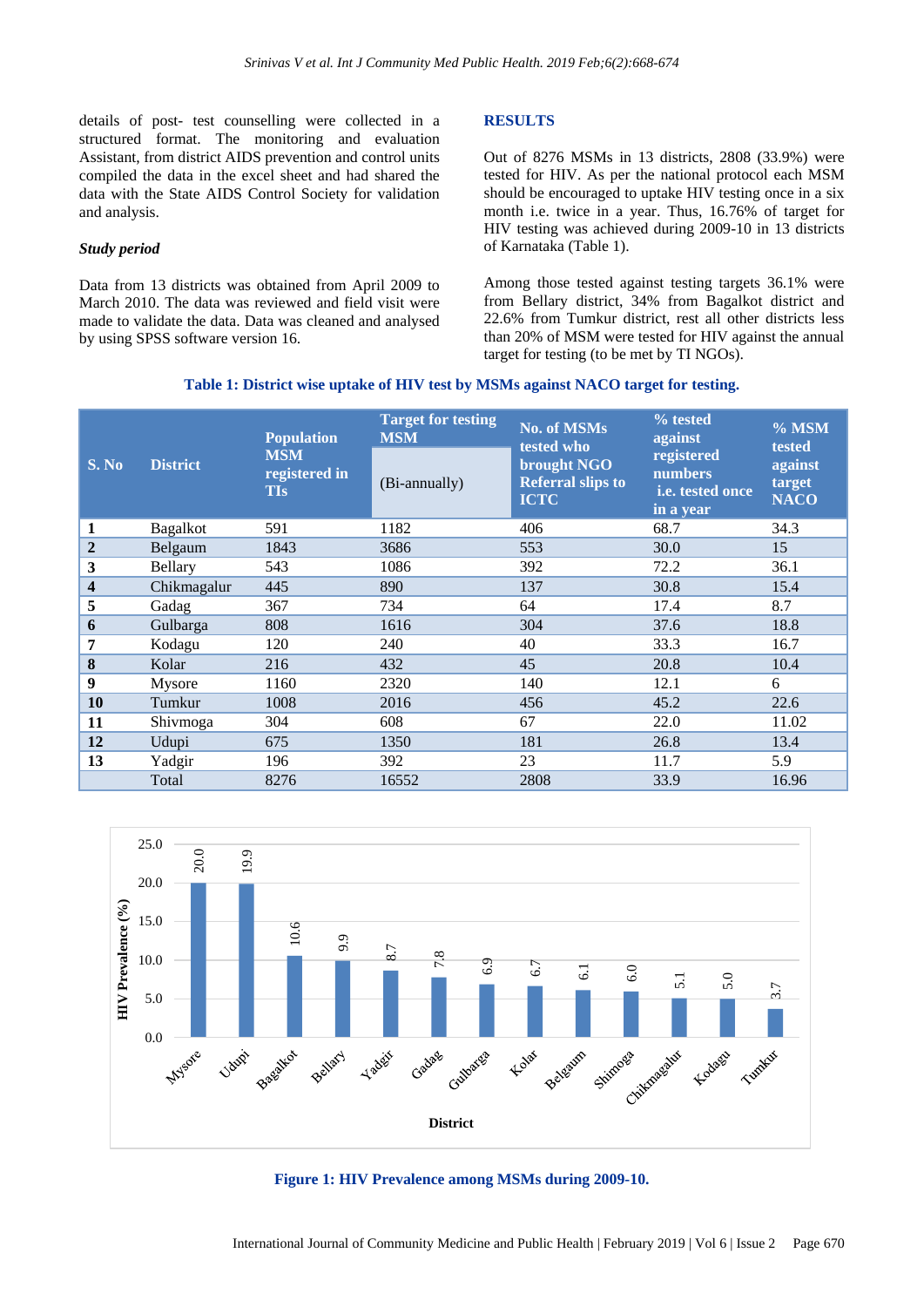details of post- test counselling were collected in a structured format. The monitoring and evaluation Assistant, from district AIDS prevention and control units compiled the data in the excel sheet and had shared the data with the State AIDS Control Society for validation and analysis.

### *Study period*

Data from 13 districts was obtained from April 2009 to March 2010. The data was reviewed and field visit were made to validate the data. Data was cleaned and analysed by using SPSS software version 16.

## RESULTS

Out of 8276 MSMs in 13 districts, 2808 (33.9%) were tested for HIV. As per the national protocol each MSM should be encouraged to uptake HIV testing once in a six month i.e. twice in a year. Thus, 16.76% of target for HIV testing was achieved during 2009-10 in 13 districts of Karnataka (Table 1).

Among those tested against testing targets 36.1% were from Bellary district, 34% from Bagalkot district and 22.6% from Tumkur district, rest all other districts less than 20% of MSM were tested for HIV against the annual target for testing (to be met by TI NGOs).

**Table 1: District wise uptake of HIV test by MSMs against NACO target for testing.**

| S. No | District | Population MSM registered in TIs | Target for testing MSM (Bi-annually) | No. of MSMs tested who brought NGO Referral slips to ICTC | % tested against registered numbers i.e. tested once in a year | % MSM tested against target NACO |
|---|---|---|---|---|---|---|
| **1** | Bagalkot | 591 | 1182 | 406 | 68.7 | 34.3 |
| **2** | Belgaum | 1843 | 3686 | 553 | 30.0 | 15 |
| **3** | Bellary | 543 | 1086 | 392 | 72.2 | 36.1 |
| **4** | Chikmagalur | 445 | 890 | 137 | 30.8 | 15.4 |
| **5** | Gadag | 367 | 734 | 64 | 17.4 | 8.7 |
| **6** | Gulbarga | 808 | 1616 | 304 | 37.6 | 18.8 |
| **7** | Kodagu | 120 | 240 | 40 | 33.3 | 16.7 |
| **8** | Kolar | 216 | 432 | 45 | 20.8 | 10.4 |
| **9** | Mysore | 1160 | 2320 | 140 | 12.1 | 6 |
| **10** | Tumkur | 1008 | 2016 | 456 | 45.2 | 22.6 |
| **11** | Shivmoga | 304 | 608 | 67 | 22.0 | 11.02 |
| **12** | Udupi | 675 | 1350 | 181 | 26.8 | 13.4 |
| **13** | Yadgir | 196 | 392 | 23 | 11.7 | 5.9 |
| | Total | 8276 | 16552 | 2808 | 33.9 | 16.96 |

**Figure 1: HIV Prevalence among MSMs during 2009-10.**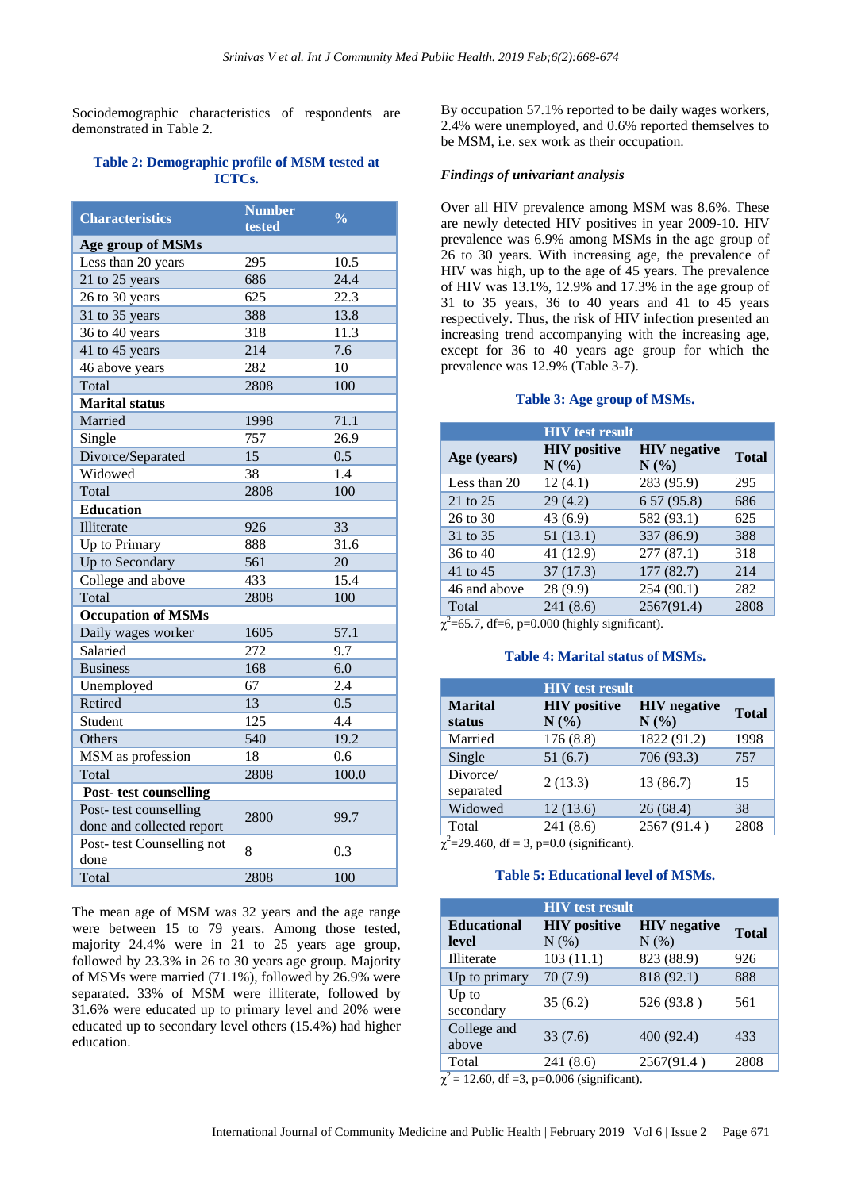Sociodemographic characteristics of respondents are demonstrated in Table 2.

**Table 2: Demographic profile of MSM tested at ICTCs.**

| Characteristics | Number tested | % |
|---|---|---|
| **Age group of MSMs** | | |
| Less than 20 years | 295 | 10.5 |
| 21 to 25 years | 686 | 24.4 |
| 26 to 30 years | 625 | 22.3 |
| 31 to 35 years | 388 | 13.8 |
| 36 to 40 years | 318 | 11.3 |
| 41 to 45 years | 214 | 7.6 |
| 46 above years | 282 | 10 |
| Total | 2808 | 100 |
| **Marital status** | | |
| Married | 1998 | 71.1 |
| Single | 757 | 26.9 |
| Divorce/Separated | 15 | 0.5 |
| Widowed | 38 | 1.4 |
| Total | 2808 | 100 |
| **Education** | | |
| Illiterate | 926 | 33 |
| Up to Primary | 888 | 31.6 |
| Up to Secondary | 561 | 20 |
| College and above | 433 | 15.4 |
| Total | 2808 | 100 |
| **Occupation of MSMs** | | |
| Daily wages worker | 1605 | 57.1 |
| Salaried | 272 | 9.7 |
| Business | 168 | 6.0 |
| Unemployed | 67 | 2.4 |
| Retired | 13 | 0.5 |
| Student | 125 | 4.4 |
| Others | 540 | 19.2 |
| MSM as profession | 18 | 0.6 |
| Total | 2808 | 100.0 |
| **Post- test counselling** | | |
| Post- test counselling done and collected report | 2800 | 99.7 |
| Post- test Counselling not done | 8 | 0.3 |
| Total | 2808 | 100 |

The mean age of MSM was 32 years and the age range were between 15 to 79 years. Among those tested, majority 24.4% were in 21 to 25 years age group, followed by 23.3% in 26 to 30 years age group. Majority of MSMs were married (71.1%), followed by 26.9% were separated. 33% of MSM were illiterate, followed by 31.6% were educated up to primary level and 20% were educated up to secondary level others (15.4%) had higher education.

By occupation 57.1% reported to be daily wages workers, 2.4% were unemployed, and 0.6% reported themselves to be MSM, i.e. sex work as their occupation.

***Findings of univariant analysis***

Over all HIV prevalence among MSM was 8.6%. These are newly detected HIV positives in year 2009-10. HIV prevalence was 6.9% among MSMs in the age group of 26 to 30 years. With increasing age, the prevalence of HIV was high, up to the age of 45 years. The prevalence of HIV was 13.1%, 12.9% and 17.3% in the age group of 31 to 35 years, 36 to 40 years and 41 to 45 years respectively. Thus, the risk of HIV infection presented an increasing trend accompanying with the increasing age, except for 36 to 40 years age group for which the prevalence was 12.9% (Table 3-7).

**Table 3: Age group of MSMs.**

| Age (years) | HIV test result | | Total |
|---|---|---|---|
| | HIV positive N (%) | HIV negative N (%) | |
| Less than 20 | 12 (4.1) | 283 (95.9) | 295 |
| 21 to 25 | 29 (4.2) | 6 57 (95.8) | 686 |
| 26 to 30 | 43 (6.9) | 582 (93.1) | 625 |
| 31 to 35 | 51 (13.1) | 337 (86.9) | 388 |
| 36 to 40 | 41 (12.9) | 277 (87.1) | 318 |
| 41 to 45 | 37 (17.3) | 177 (82.7) | 214 |
| 46 and above | 28 (9.9) | 254 (90.1) | 282 |
| Total | 241 (8.6) | 2567(91.4) | 2808 |

$\chi^2$=65.7, df=6, p=0.000 (highly significant).

**Table 4: Marital status of MSMs.**

| Marital status | HIV test result | | Total |
|---|---|---|---|
| | HIV positive N (%) | HIV negative N (%) | |
| Married | 176 (8.8) | 1822 (91.2) | 1998 |
| Single | 51 (6.7) | 706 (93.3) | 757 |
| Divorce/ separated | 2 (13.3) | 13 (86.7) | 15 |
| Widowed | 12 (13.6) | 26 (68.4) | 38 |
| Total | 241 (8.6) | 2567 (91.4 ) | 2808 |

$\chi^2$=29.460, df = 3, p=0.0 (significant).

**Table 5: Educational level of MSMs.**

| Educational level | HIV test result | | Total |
|---|---|---|---|
| | HIV positive N (%) | HIV negative N (%) | |
| Illiterate | 103 (11.1) | 823 (88.9) | 926 |
| Up to primary | 70 (7.9) | 818 (92.1) | 888 |
| Up to secondary | 35 (6.2) | 526 (93.8 ) | 561 |
| College and above | 33 (7.6) | 400 (92.4) | 433 |
| Total | 241 (8.6) | 2567(91.4 ) | 2808 |

$\chi^2$= 12.60, df =3, p=0.006 (significant).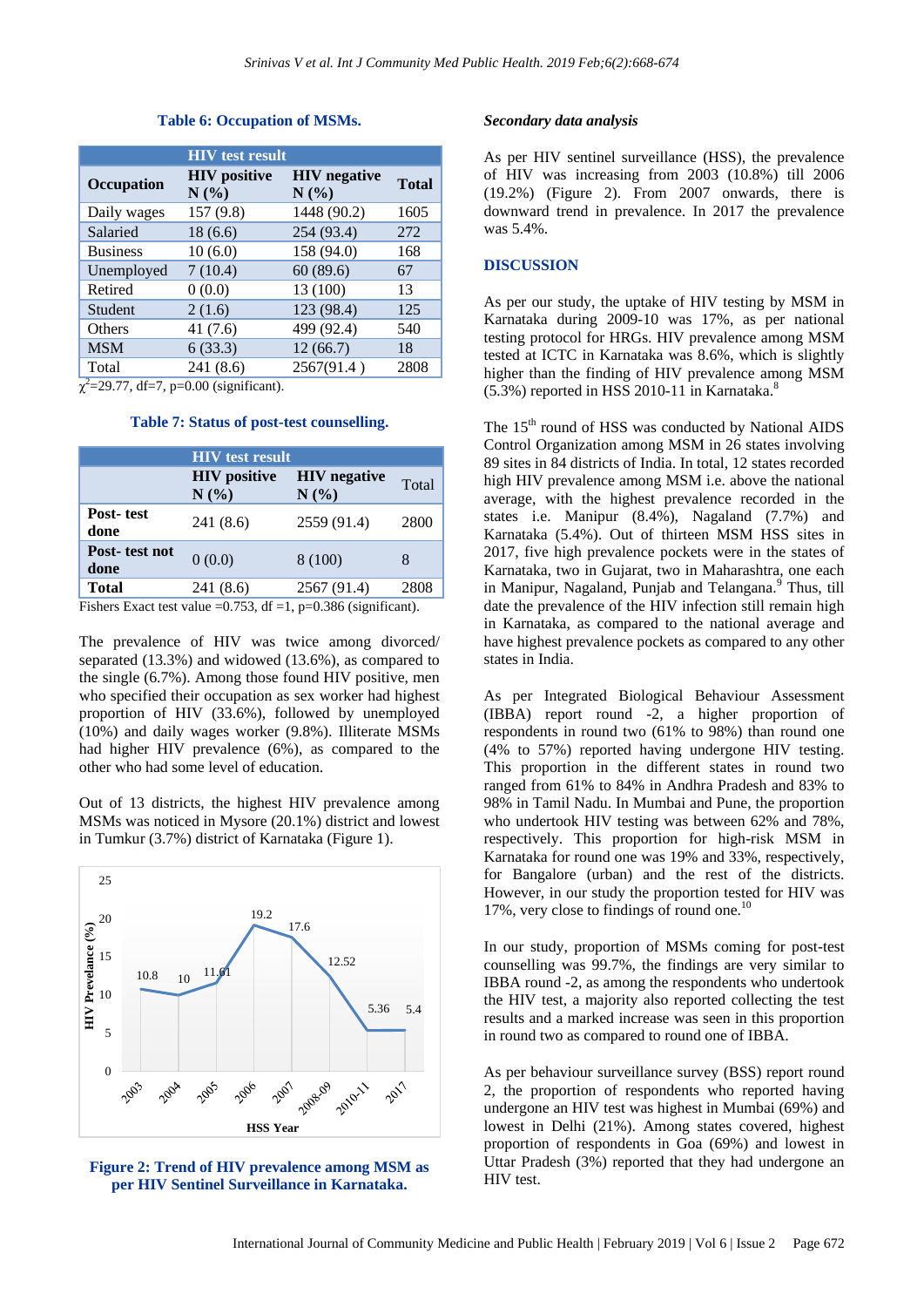**Table 6: Occupation of MSMs.**

| Occupation | HIV test result | | Total |
|---|---|---|---|
| | HIV positive N (%) | HIV negative N (%) | |
| Daily wages | 157 (9.8) | 1448 (90.2) | 1605 |
| Salaried | 18 (6.6) | 254 (93.4) | 272 |
| Business | 10 (6.0) | 158 (94.0) | 168 |
| Unemployed | 7 (10.4) | 60 (89.6) | 67 |
| Retired | 0 (0.0) | 13 (100) | 13 |
| Student | 2 (1.6) | 123 (98.4) | 125 |
| Others | 41 (7.6) | 499 (92.4) | 540 |
| MSM | 6 (33.3) | 12 (66.7) | 18 |
| Total | 241 (8.6) | 2567(91.4 ) | 2808 |

$\chi^2$=29.77, df=7, p=0.00 (significant).

**Table 7: Status of post-test counselling.**

| | HIV test result | | Total |
|---|---|---|---|
| | HIV positive N (%) | HIV negative N (%) | |
| **Post- test done** | 241 (8.6) | 2559 (91.4) | 2800 |
| **Post- test not done** | 0 (0.0) | 8 (100) | 8 |
| **Total** | 241 (8.6) | 2567 (91.4) | 2808 |

Fishers Exact test value =0.753, df =1, p=0.386 (significant).

The prevalence of HIV was twice among divorced/ separated (13.3%) and widowed (13.6%), as compared to the single (6.7%). Among those found HIV positive, men who specified their occupation as sex worker had highest proportion of HIV (33.6%), followed by unemployed (10%) and daily wages worker (9.8%). Illiterate MSMs had higher HIV prevalence (6%), as compared to the other who had some level of education.

Out of 13 districts, the highest HIV prevalence among MSMs was noticed in Mysore (20.1%) district and lowest in Tumkur (3.7%) district of Karnataka (Figure 1).

**Figure 2: Trend of HIV prevalence among MSM as per HIV Sentinel Surveillance in Karnataka.**

### *Secondary data analysis*

As per HIV sentinel surveillance (HSS), the prevalence of HIV was increasing from 2003 (10.8%) till 2006 (19.2%) (Figure 2). From 2007 onwards, there is downward trend in prevalence. In 2017 the prevalence was 5.4%.

## DISCUSSION

As per our study, the uptake of HIV testing by MSM in Karnataka during 2009-10 was 17%, as per national testing protocol for HRGs. HIV prevalence among MSM tested at ICTC in Karnataka was 8.6%, which is slightly higher than the finding of HIV prevalence among MSM (5.3%) reported in HSS 2010-11 in Karnataka.[8]

The 15th round of HSS was conducted by National AIDS Control Organization among MSM in 26 states involving 89 sites in 84 districts of India. In total, 12 states recorded high HIV prevalence among MSM i.e. above the national average, with the highest prevalence recorded in the states i.e. Manipur (8.4%), Nagaland (7.7%) and Karnataka (5.4%). Out of thirteen MSM HSS sites in 2017, five high prevalence pockets were in the states of Karnataka, two in Gujarat, two in Maharashtra, one each in Manipur, Nagaland, Punjab and Telangana.[9] Thus, till date the prevalence of the HIV infection still remain high in Karnataka, as compared to the national average and have highest prevalence pockets as compared to any other states in India.

As per Integrated Biological Behaviour Assessment (IBBA) report round -2, a higher proportion of respondents in round two (61% to 98%) than round one (4% to 57%) reported having undergone HIV testing. This proportion in the different states in round two ranged from 61% to 84% in Andhra Pradesh and 83% to 98% in Tamil Nadu. In Mumbai and Pune, the proportion who undertook HIV testing was between 62% and 78%, respectively. This proportion for high-risk MSM in Karnataka for round one was 19% and 33%, respectively, for Bangalore (urban) and the rest of the districts. However, in our study the proportion tested for HIV was 17%, very close to findings of round one.[10]

In our study, proportion of MSMs coming for post-test counselling was 99.7%, the findings are very similar to IBBA round -2, as among the respondents who undertook the HIV test, a majority also reported collecting the test results and a marked increase was seen in this proportion in round two as compared to round one of IBBA.

As per behaviour surveillance survey (BSS) report round 2, the proportion of respondents who reported having undergone an HIV test was highest in Mumbai (69%) and lowest in Delhi (21%). Among states covered, highest proportion of respondents in Goa (69%) and lowest in Uttar Pradesh (3%) reported that they had undergone an HIV test.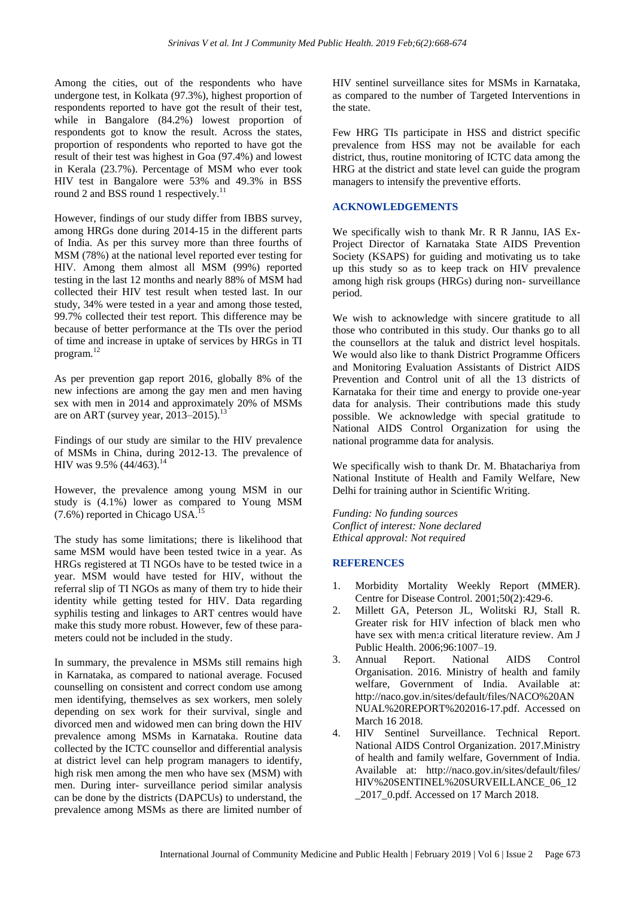Among the cities, out of the respondents who have undergone test, in Kolkata (97.3%), highest proportion of respondents reported to have got the result of their test, while in Bangalore (84.2%) lowest proportion of respondents got to know the result. Across the states, proportion of respondents who reported to have got the result of their test was highest in Goa (97.4%) and lowest in Kerala (23.7%). Percentage of MSM who ever took HIV test in Bangalore were 53% and 49.3% in BSS round 2 and BSS round 1 respectively.[11]

However, findings of our study differ from IBBS survey, among HRGs done during 2014-15 in the different parts of India. As per this survey more than three fourths of MSM (78%) at the national level reported ever testing for HIV. Among them almost all MSM (99%) reported testing in the last 12 months and nearly 88% of MSM had collected their HIV test result when tested last. In our study, 34% were tested in a year and among those tested, 99.7% collected their test report. This difference may be because of better performance at the TIs over the period of time and increase in uptake of services by HRGs in TI program.[12]

As per prevention gap report 2016, globally 8% of the new infections are among the gay men and men having sex with men in 2014 and approximately 20% of MSMs are on ART (survey year, 2013–2015).[13]

Findings of our study are similar to the HIV prevalence of MSMs in China, during 2012-13. The prevalence of HIV was 9.5% (44/463).[14]

However, the prevalence among young MSM in our study is (4.1%) lower as compared to Young MSM (7.6%) reported in Chicago USA.[15]

The study has some limitations; there is likelihood that same MSM would have been tested twice in a year. As HRGs registered at TI NGOs have to be tested twice in a year. MSM would have tested for HIV, without the referral slip of TI NGOs as many of them try to hide their identity while getting tested for HIV. Data regarding syphilis testing and linkages to ART centres would have make this study more robust. However, few of these parameters could not be included in the study.

In summary, the prevalence in MSMs still remains high in Karnataka, as compared to national average. Focused counselling on consistent and correct condom use among men identifying, themselves as sex workers, men solely depending on sex work for their survival, single and divorced men and widowed men can bring down the HIV prevalence among MSMs in Karnataka. Routine data collected by the ICTC counsellor and differential analysis at district level can help program managers to identify, high risk men among the men who have sex (MSM) with men. During inter- surveillance period similar analysis can be done by the districts (DAPCUs) to understand, the prevalence among MSMs as there are limited number of HIV sentinel surveillance sites for MSMs in Karnataka, as compared to the number of Targeted Interventions in the state.

Few HRG TIs participate in HSS and district specific prevalence from HSS may not be available for each district, thus, routine monitoring of ICTC data among the HRG at the district and state level can guide the program managers to intensify the preventive efforts.

## ACKNOWLEDGEMENTS

We specifically wish to thank Mr. R R Jannu, IAS Ex-Project Director of Karnataka State AIDS Prevention Society (KSAPS) for guiding and motivating us to take up this study so as to keep track on HIV prevalence among high risk groups (HRGs) during non- surveillance period.

We wish to acknowledge with sincere gratitude to all those who contributed in this study. Our thanks go to all the counsellors at the taluk and district level hospitals. We would also like to thank District Programme Officers and Monitoring Evaluation Assistants of District AIDS Prevention and Control unit of all the 13 districts of Karnataka for their time and energy to provide one-year data for analysis. Their contributions made this study possible. We acknowledge with special gratitude to National AIDS Control Organization for using the national programme data for analysis.

We specifically wish to thank Dr. M. Bhatachariya from National Institute of Health and Family Welfare, New Delhi for training author in Scientific Writing.

*Funding: No funding sources*
*Conflict of interest: None declared*
*Ethical approval: Not required*

## REFERENCES

1. Morbidity Mortality Weekly Report (MMER). Centre for Disease Control. 2001;50(2):429-6.
2. Millett GA, Peterson JL, Wolitski RJ, Stall R. Greater risk for HIV infection of black men who have sex with men:a critical literature review. Am J Public Health. 2006;96:1007–19.
3. Annual Report. National AIDS Control Organisation. 2016. Ministry of health and family welfare, Government of India. Available at: http://naco.gov.in/sites/default/files/NACO%20ANNUAL%20REPORT%202016-17.pdf. Accessed on March 16 2018.
4. HIV Sentinel Surveillance. Technical Report. National AIDS Control Organization. 2017.Ministry of health and family welfare, Government of India. Available at: http://naco.gov.in/sites/default/files/HIV%20SENTINEL%20SURVEILLANCE_06_12_2017_0.pdf. Accessed on 17 March 2018.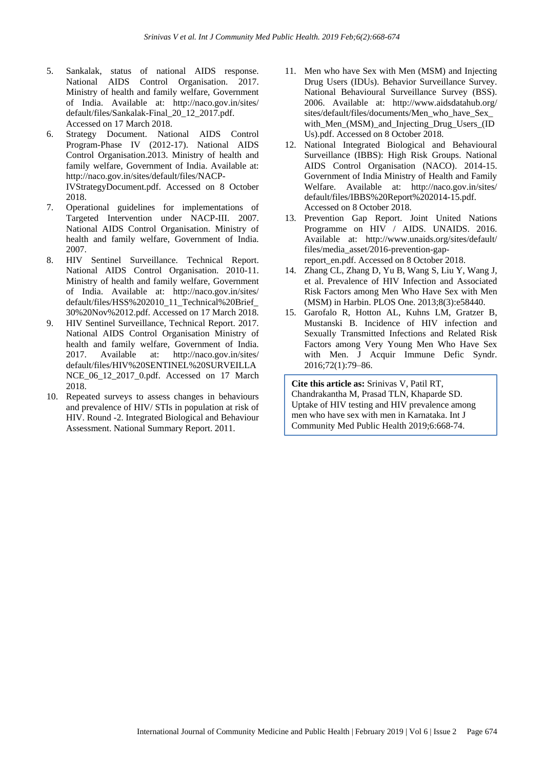5. Sankalak, status of national AIDS response. National AIDS Control Organisation. 2017. Ministry of health and family welfare, Government of India. Available at: http://naco.gov.in/sites/default/files/Sankalak-Final_20_12_2017.pdf. Accessed on 17 March 2018.
6. Strategy Document. National AIDS Control Program-Phase IV (2012-17). National AIDS Control Organisation.2013. Ministry of health and family welfare, Government of India. Available at: http://naco.gov.in/sites/default/files/NACP-IVStrategyDocument.pdf. Accessed on 8 October 2018.
7. Operational guidelines for implementations of Targeted Intervention under NACP-III. 2007. National AIDS Control Organisation. Ministry of health and family welfare, Government of India. 2007.
8. HIV Sentinel Surveillance. Technical Report. National AIDS Control Organisation. 2010-11. Ministry of health and family welfare, Government of India. Available at: http://naco.gov.in/sites/default/files/HSS%202010_11_Technical%20Brief_30%20Nov%2012.pdf. Accessed on 17 March 2018.
9. HIV Sentinel Surveillance, Technical Report. 2017. National AIDS Control Organisation Ministry of health and family welfare, Government of India. 2017. Available at: http://naco.gov.in/sites/default/files/HIV%20SENTINEL%20SURVEILLANCE_06_12_2017_0.pdf. Accessed on 17 March 2018.
10. Repeated surveys to assess changes in behaviours and prevalence of HIV/ STIs in population at risk of HIV. Round -2. Integrated Biological and Behaviour Assessment. National Summary Report. 2011.
11. Men who have Sex with Men (MSM) and Injecting Drug Users (IDUs). Behavior Surveillance Survey. National Behavioural Surveillance Survey (BSS). 2006. Available at: http://www.aidsdatahub.org/sites/default/files/documents/Men_who_have_Sex_with_Men_(MSM)_and_Injecting_Drug_Users_(IDUs).pdf. Accessed on 8 October 2018.
12. National Integrated Biological and Behavioural Surveillance (IBBS): High Risk Groups. National AIDS Control Organisation (NACO). 2014-15. Government of India Ministry of Health and Family Welfare. Available at: http://naco.gov.in/sites/default/files/IBBS%20Report%202014-15.pdf. Accessed on 8 October 2018.
13. Prevention Gap Report. Joint United Nations Programme on HIV / AIDS. UNAIDS. 2016. Available at: http://www.unaids.org/sites/default/files/media_asset/2016-prevention-gap-report_en.pdf. Accessed on 8 October 2018.
14. Zhang CL, Zhang D, Yu B, Wang S, Liu Y, Wang J, et al. Prevalence of HIV Infection and Associated Risk Factors among Men Who Have Sex with Men (MSM) in Harbin. PLOS One. 2013;8(3):e58440.
15. Garofalo R, Hotton AL, Kuhns LM, Gratzer B, Mustanski B. Incidence of HIV infection and Sexually Transmitted Infections and Related Risk Factors among Very Young Men Who Have Sex with Men. J Acquir Immune Defic Syndr. 2016;72(1):79–86.

**Cite this article as:** Srinivas V, Patil RT, Chandrakantha M, Prasad TLN, Khaparde SD. Uptake of HIV testing and HIV prevalence among men who have sex with men in Karnataka. Int J Community Med Public Health 2019;6:668-74.